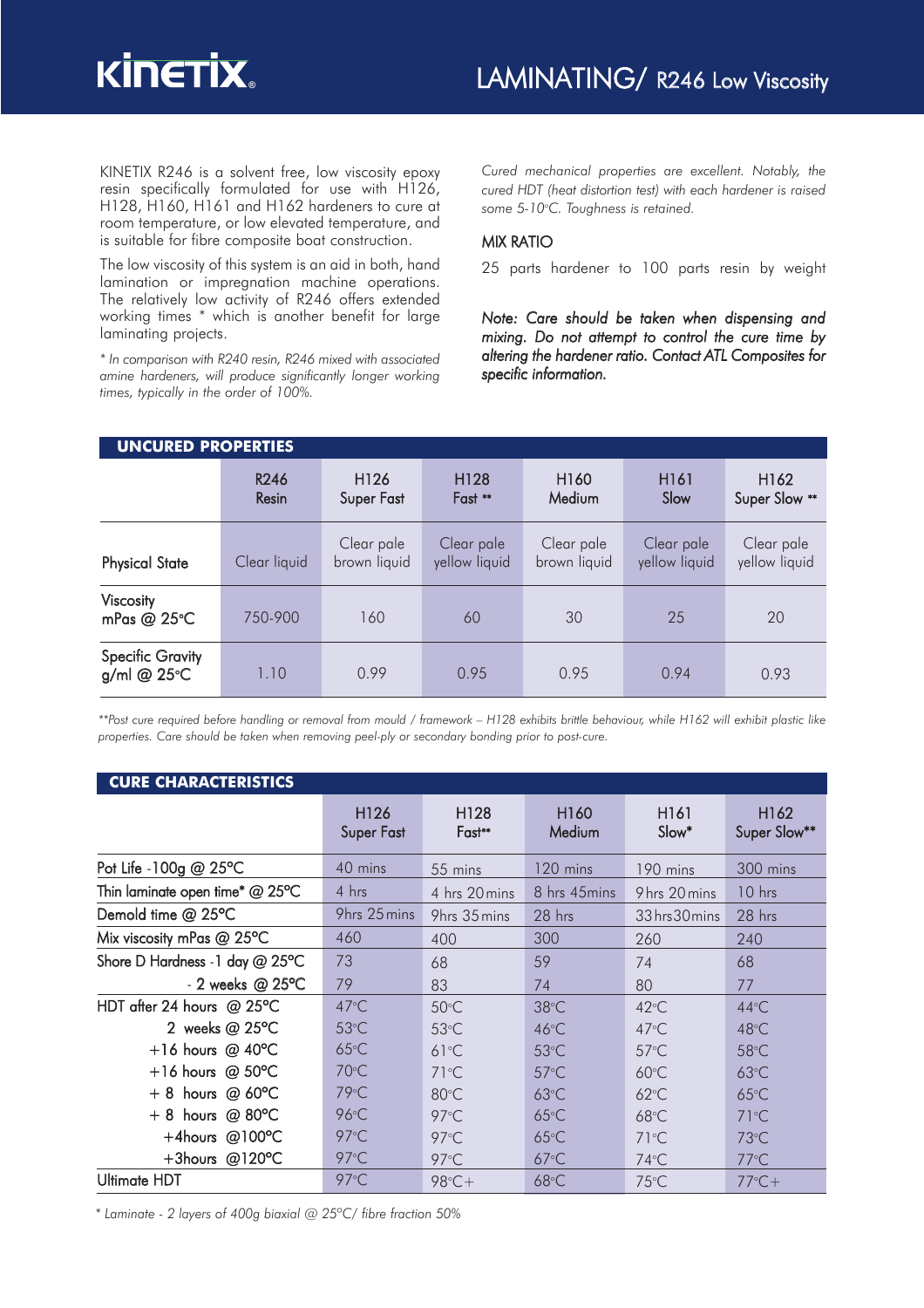# KINETIX

## LAMINATING/ R246 Low Viscosity

KINETIX R246 is a solvent free, low viscosity epoxy resin specifically formulated for use with H126, H128, H160, H161 and H162 hardeners to cure at room temperature, or low elevated temperature, and is suitable for fibre composite boat construction.

The low viscosity of this system is an aid in both, hand lamination or impregnation machine operations. The relatively low activity of R246 offers extended working times * which is another benefit for large laminating projects.

*\* In comparison with R240 resin, R246 mixed with associated amine hardeners, will produce significantly longer working times, typically in the order of 100%.*

*Cured mechanical properties are excellent. Notably, the cured HDT (heat distortion test) with each hardener is raised some 5-10°C. Toughness is retained.*

### MIX RATIO

25 parts hardener to 100 parts resin by weight

***Note: Care should be taken when dispensing and mixing. Do not attempt to control the cure time by altering the hardener ratio. Contact ATL Composites for specific information.***

### UNCURED PROPERTIES

| | R246 Resin | H126 Super Fast | H128 Fast ** | H160 Medium | H161 Slow | H162 Super Slow ** |
|---|---|---|---|---|---|---|
| Physical State | Clear liquid | Clear pale brown liquid | Clear pale yellow liquid | Clear pale brown liquid | Clear pale yellow liquid | Clear pale yellow liquid |
| Viscosity mPas @ 25°C | 750-900 | 160 | 60 | 30 | 25 | 20 |
| Specific Gravity g/ml @ 25°C | 1.10 | 0.99 | 0.95 | 0.95 | 0.94 | 0.93 |

*\*\*Post cure required before handling or removal from mould / framework – H128 exhibits brittle behaviour, while H162 will exhibit plastic like properties. Care should be taken when removing peel-ply or secondary bonding prior to post-cure.*

### CURE CHARACTERISTICS

| | H126 Super Fast | H128 Fast** | H160 Medium | H161 Slow* | H162 Super Slow** |
|---|---|---|---|---|---|
| Pot Life -100g @ 25°C | 40 mins | 55 mins | 120 mins | 190 mins | 300 mins |
| Thin laminate open time* @ 25°C | 4 hrs | 4 hrs 20 mins | 8 hrs 45mins | 9hrs 20 mins | 10 hrs |
| Demold time @ 25°C | 9hrs 25 mins | 9hrs 35 mins | 28 hrs | 33 hrs 30 mins | 28 hrs |
| Mix viscosity mPas @ 25°C | 460 | 400 | 300 | 260 | 240 |
| Shore D Hardness -1 day @ 25°C | 73 | 68 | 59 | 74 | 68 |
| - 2 weeks @ 25°C | 79 | 83 | 74 | 80 | 77 |
| HDT after 24 hours @ 25°C | 47°C | 50°C | 38°C | 42°C | 44°C |
| 2 weeks @ 25°C | 53°C | 53°C | 46°C | 47°C | 48°C |
| +16 hours @ 40°C | 65°C | 61°C | 53°C | 57°C | 58°C |
| +16 hours @ 50°C | 70°C | 71°C | 57°C | 60°C | 63°C |
| + 8 hours @ 60°C | 79°C | 80°C | 63°C | 62°C | 65°C |
| + 8 hours @ 80°C | 96°C | 97°C | 65°C | 68°C | 71°C |
| +4hours @100°C | 97°C | 97°C | 65°C | 71°C | 73°C |
| +3hours @120°C | 97°C | 97°C | 67°C | 74°C | 77°C |
| Ultimate HDT | 97°C | 98°C+ | 68°C | 75°C | 77°C+ |

*\* Laminate - 2 layers of 400g biaxial @ 25°C/ fibre fraction 50%*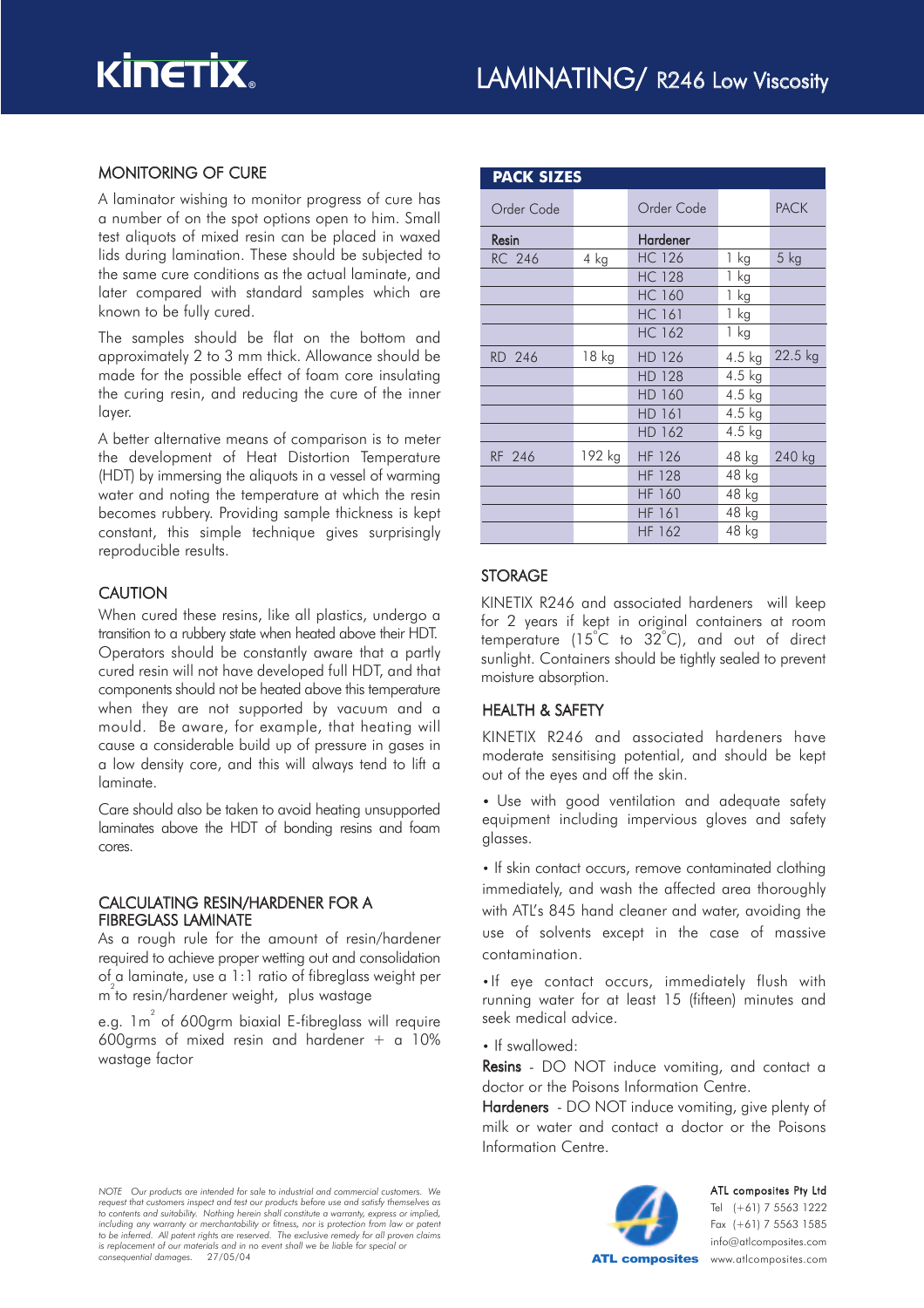## LAMINATING/ R246 Low Viscosity

### MONITORING OF CURE

A laminator wishing to monitor progress of cure has a number of on the spot options open to him. Small test aliquots of mixed resin can be placed in waxed lids during lamination. These should be subjected to the same cure conditions as the actual laminate, and later compared with standard samples which are known to be fully cured.

The samples should be flat on the bottom and approximately 2 to 3 mm thick. Allowance should be made for the possible effect of foam core insulating the curing resin, and reducing the cure of the inner layer.

A better alternative means of comparison is to meter the development of Heat Distortion Temperature (HDT) by immersing the aliquots in a vessel of warming water and noting the temperature at which the resin becomes rubbery. Providing sample thickness is kept constant, this simple technique gives surprisingly reproducible results.

### CAUTION

When cured these resins, like all plastics, undergo a transition to a rubbery state when heated above their HDT. Operators should be constantly aware that a partly cured resin will not have developed full HDT, and that components should not be heated above this temperature when they are not supported by vacuum and a mould. Be aware, for example, that heating will cause a considerable build up of pressure in gases in a low density core, and this will always tend to lift a laminate.

Care should also be taken to avoid heating unsupported laminates above the HDT of bonding resins and foam cores.

### CALCULATING RESIN/HARDENER FOR A FIBREGLASS LAMINATE

As a rough rule for the amount of resin/hardener required to achieve proper wetting out and consolidation of a laminate, use a 1:1 ratio of fibreglass weight per $m^2$ to resin/hardener weight, plus wastage

e.g. $1m^2$ of 600grm biaxial E-fibreglass will require 600grms of mixed resin and hardener + a 10% wastage factor

### PACK SIZES

| Order Code | | Order Code | | PACK |
|---|---|---|---|---|
| **Resin** | | **Hardener** | | |
| RC 246 | 4 kg | HC 126 | 1 kg | 5 kg |
| | | HC 128 | 1 kg | |
| | | HC 160 | 1 kg | |
| | | HC 161 | 1 kg | |
| | | HC 162 | 1 kg | |
| RD 246 | 18 kg | HD 126 | 4.5 kg | 22.5 kg |
| | | HD 128 | 4.5 kg | |
| | | HD 160 | 4.5 kg | |
| | | HD 161 | 4.5 kg | |
| | | HD 162 | 4.5 kg | |
| RF 246 | 192 kg | HF 126 | 48 kg | 240 kg |
| | | HF 128 | 48 kg | |
| | | HF 160 | 48 kg | |
| | | HF 161 | 48 kg | |
| | | HF 162 | 48 kg | |

### STORAGE

KINETIX R246 and associated hardeners will keep for 2 years if kept in original containers at room temperature (15°C to 32°C), and out of direct sunlight. Containers should be tightly sealed to prevent moisture absorption.

### HEALTH & SAFETY

KINETIX R246 and associated hardeners have moderate sensitising potential, and should be kept out of the eyes and off the skin.

- Use with good ventilation and adequate safety equipment including impervious gloves and safety glasses.
- If skin contact occurs, remove contaminated clothing immediately, and wash the affected area thoroughly with ATL's 845 hand cleaner and water, avoiding the use of solvents except in the case of massive contamination.
- If eye contact occurs, immediately flush with running water for at least 15 (fifteen) minutes and seek medical advice.
- If swallowed:

**Resins** - DO NOT induce vomiting, and contact a doctor or the Poisons Information Centre.

**Hardeners** - DO NOT induce vomiting, give plenty of milk or water and contact a doctor or the Poisons Information Centre.

*NOTE Our products are intended for sale to industrial and commercial customers. We request that customers inspect and test our products before use and satisfy themselves as to contents and suitability. Nothing herein shall constitute a warranty, express or implied, including any warranty or merchantability or fitness, nor is protection from law or patent to be inferred. All patent rights are reserved. The exclusive remedy for all proven claims is replacement of our materials and in no event shall we be liable for special or consequential damages.* 27/05/04

ATL composites Pty Ltd
Tel (+61) 7 5563 1222
Fax (+61) 7 5563 1585
info@atlcomposites.com
www.atlcomposites.com